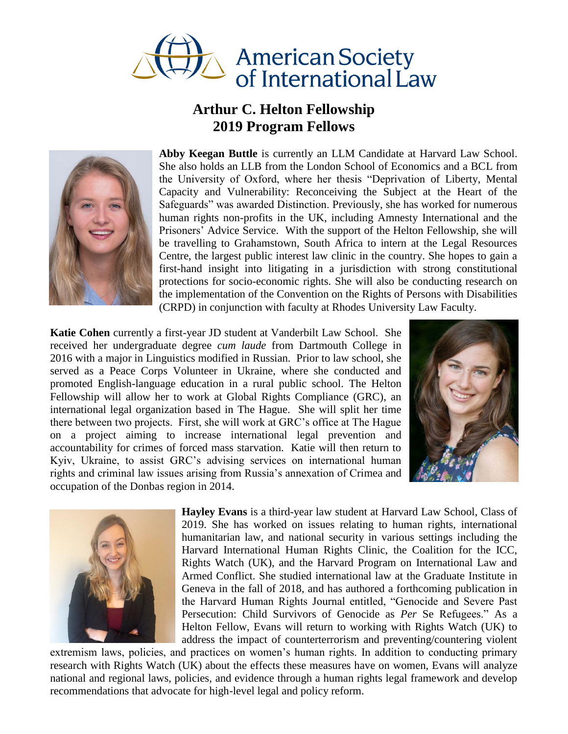American Society of International Law

# Arthur C. Helton Fellowship
## 2019 Program Fellows

**Abby Keegan Buttle** is currently an LLM Candidate at Harvard Law School. She also holds an LLB from the London School of Economics and a BCL from the University of Oxford, where her thesis "Deprivation of Liberty, Mental Capacity and Vulnerability: Reconceiving the Subject at the Heart of the Safeguards" was awarded Distinction. Previously, she has worked for numerous human rights non-profits in the UK, including Amnesty International and the Prisoners' Advice Service. With the support of the Helton Fellowship, she will be travelling to Grahamstown, South Africa to intern at the Legal Resources Centre, the largest public interest law clinic in the country. She hopes to gain a first-hand insight into litigating in a jurisdiction with strong constitutional protections for socio-economic rights. She will also be conducting research on the implementation of the Convention on the Rights of Persons with Disabilities (CRPD) in conjunction with faculty at Rhodes University Law Faculty.

**Katie Cohen** currently a first-year JD student at Vanderbilt Law School. She received her undergraduate degree *cum laude* from Dartmouth College in 2016 with a major in Linguistics modified in Russian. Prior to law school, she served as a Peace Corps Volunteer in Ukraine, where she conducted and promoted English-language education in a rural public school. The Helton Fellowship will allow her to work at Global Rights Compliance (GRC), an international legal organization based in The Hague. She will split her time there between two projects. First, she will work at GRC's office at The Hague on a project aiming to increase international legal prevention and accountability for crimes of forced mass starvation. Katie will then return to Kyiv, Ukraine, to assist GRC's advising services on international human rights and criminal law issues arising from Russia's annexation of Crimea and occupation of the Donbas region in 2014.

**Hayley Evans** is a third-year law student at Harvard Law School, Class of 2019. She has worked on issues relating to human rights, international humanitarian law, and national security in various settings including the Harvard International Human Rights Clinic, the Coalition for the ICC, Rights Watch (UK), and the Harvard Program on International Law and Armed Conflict. She studied international law at the Graduate Institute in Geneva in the fall of 2018, and has authored a forthcoming publication in the Harvard Human Rights Journal entitled, "Genocide and Severe Past Persecution: Child Survivors of Genocide as *Per* Se Refugees." As a Helton Fellow, Evans will return to working with Rights Watch (UK) to address the impact of counterterrorism and preventing/countering violent extremism laws, policies, and practices on women's human rights. In addition to conducting primary research with Rights Watch (UK) about the effects these measures have on women, Evans will analyze national and regional laws, policies, and evidence through a human rights legal framework and develop recommendations that advocate for high-level legal and policy reform.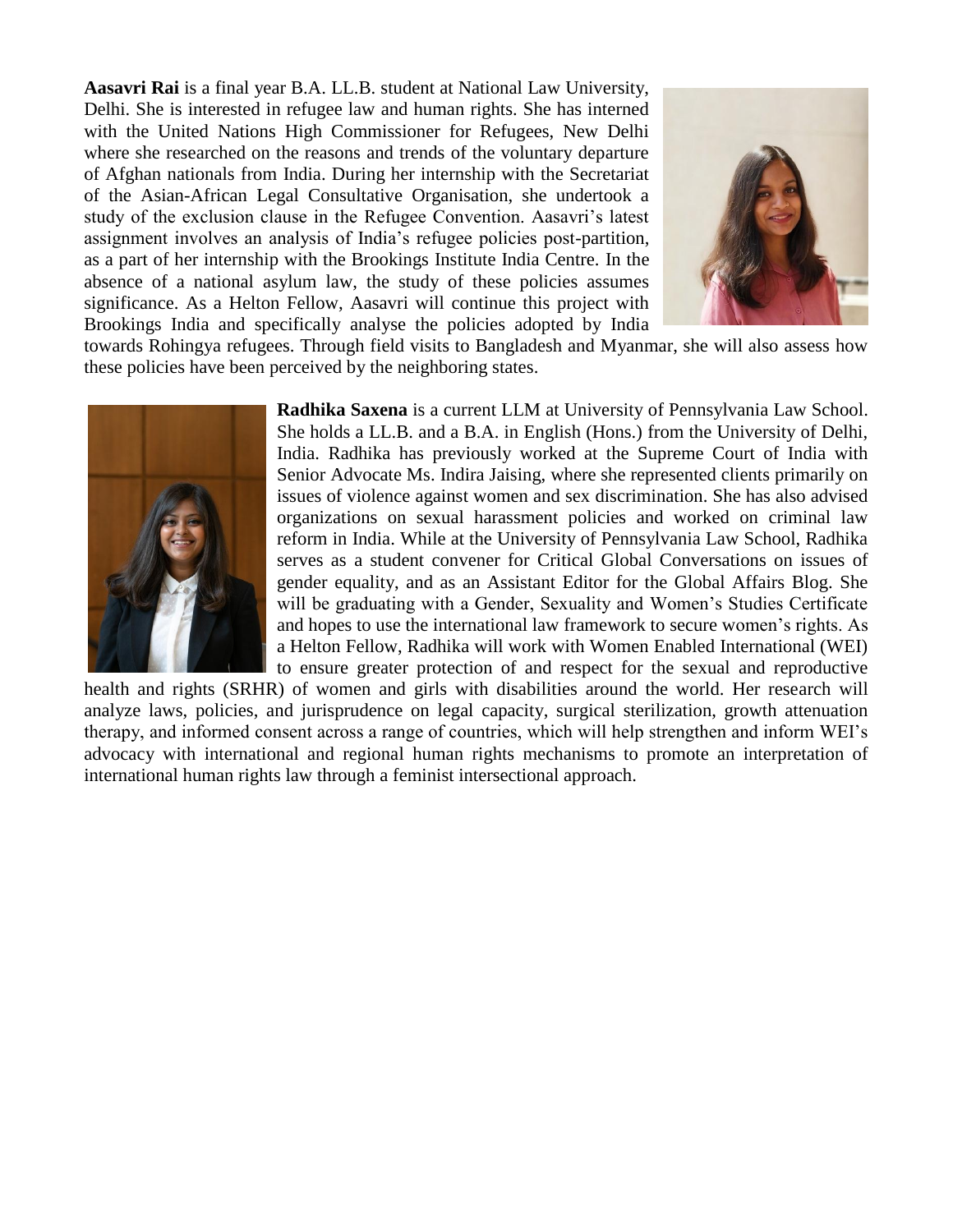**Aasavri Rai** is a final year B.A. LL.B. student at National Law University, Delhi. She is interested in refugee law and human rights. She has interned with the United Nations High Commissioner for Refugees, New Delhi where she researched on the reasons and trends of the voluntary departure of Afghan nationals from India. During her internship with the Secretariat of the Asian-African Legal Consultative Organisation, she undertook a study of the exclusion clause in the Refugee Convention. Aasavri's latest assignment involves an analysis of India's refugee policies post-partition, as a part of her internship with the Brookings Institute India Centre. In the absence of a national asylum law, the study of these policies assumes significance. As a Helton Fellow, Aasavri will continue this project with Brookings India and specifically analyse the policies adopted by India towards Rohingya refugees. Through field visits to Bangladesh and Myanmar, she will also assess how these policies have been perceived by the neighboring states.

**Radhika Saxena** is a current LLM at University of Pennsylvania Law School. She holds a LL.B. and a B.A. in English (Hons.) from the University of Delhi, India. Radhika has previously worked at the Supreme Court of India with Senior Advocate Ms. Indira Jaising, where she represented clients primarily on issues of violence against women and sex discrimination. She has also advised organizations on sexual harassment policies and worked on criminal law reform in India. While at the University of Pennsylvania Law School, Radhika serves as a student convener for Critical Global Conversations on issues of gender equality, and as an Assistant Editor for the Global Affairs Blog. She will be graduating with a Gender, Sexuality and Women's Studies Certificate and hopes to use the international law framework to secure women's rights. As a Helton Fellow, Radhika will work with Women Enabled International (WEI) to ensure greater protection of and respect for the sexual and reproductive health and rights (SRHR) of women and girls with disabilities around the world. Her research will analyze laws, policies, and jurisprudence on legal capacity, surgical sterilization, growth attenuation therapy, and informed consent across a range of countries, which will help strengthen and inform WEI's advocacy with international and regional human rights mechanisms to promote an interpretation of international human rights law through a feminist intersectional approach.